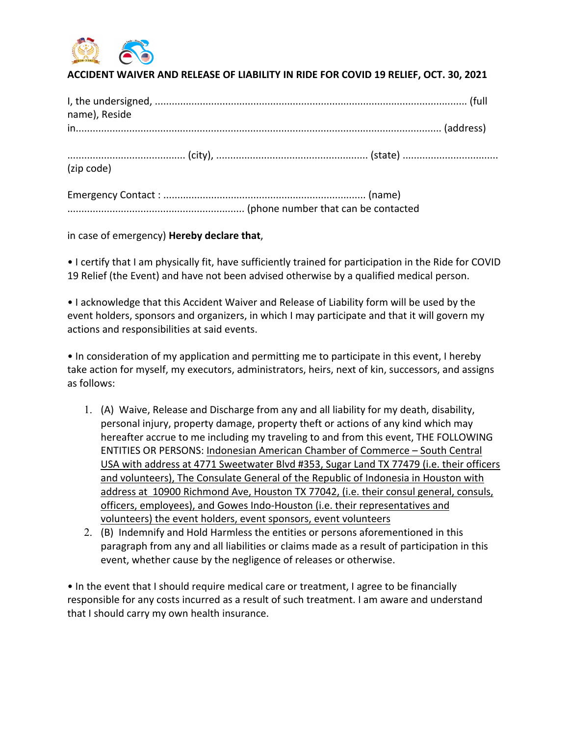**ACCIDENT WAIVER AND RELEASE OF LIABILITY IN RIDE FOR COVID 19 RELIEF, OCT. 30, 2021**

I, the undersigned, ............................................................................................................ (full name), Reside in.................................................................................................................................. (address)

......................................... (city), ..................................................... (state) ................................. (zip code)

Emergency Contact : ...................................................................... (name) .............................................................. (phone number that can be contacted in case of emergency) **Hereby declare that**,

• I certify that I am physically fit, have sufficiently trained for participation in the Ride for COVID 19 Relief (the Event) and have not been advised otherwise by a qualified medical person.

• I acknowledge that this Accident Waiver and Release of Liability form will be used by the event holders, sponsors and organizers, in which I may participate and that it will govern my actions and responsibilities at said events.

• In consideration of my application and permitting me to participate in this event, I hereby take action for myself, my executors, administrators, heirs, next of kin, successors, and assigns as follows:

1. (A) Waive, Release and Discharge from any and all liability for my death, disability, personal injury, property damage, property theft or actions of any kind which may hereafter accrue to me including my traveling to and from this event, THE FOLLOWING ENTITIES OR PERSONS: Indonesian American Chamber of Commerce – South Central USA with address at 4771 Sweetwater Blvd #353, Sugar Land TX 77479 (i.e. their officers and volunteers), The Consulate General of the Republic of Indonesia in Houston with address at 10900 Richmond Ave, Houston TX 77042, (i.e. their consul general, consuls, officers, employees), and Gowes Indo-Houston (i.e. their representatives and volunteers) the event holders, event sponsors, event volunteers
2. (B) Indemnify and Hold Harmless the entities or persons aforementioned in this paragraph from any and all liabilities or claims made as a result of participation in this event, whether cause by the negligence of releases or otherwise.

• In the event that I should require medical care or treatment, I agree to be financially responsible for any costs incurred as a result of such treatment. I am aware and understand that I should carry my own health insurance.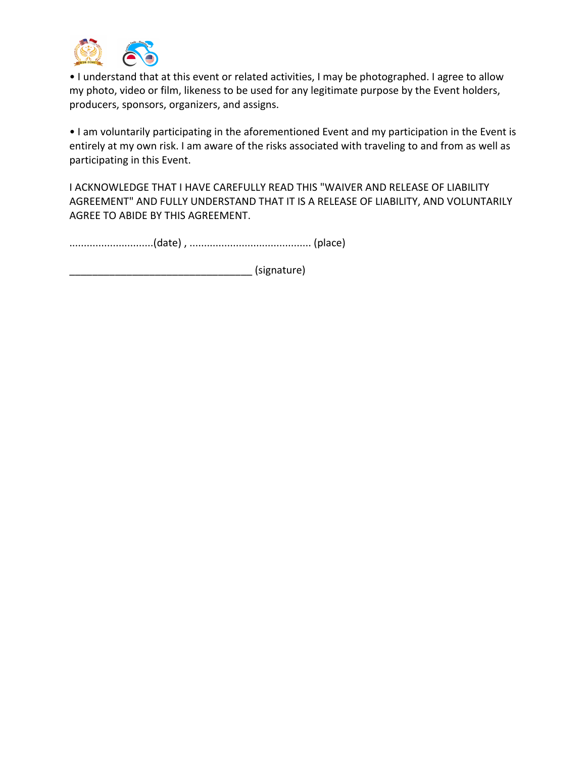• I understand that at this event or related activities, I may be photographed. I agree to allow my photo, video or film, likeness to be used for any legitimate purpose by the Event holders, producers, sponsors, organizers, and assigns.

• I am voluntarily participating in the aforementioned Event and my participation in the Event is entirely at my own risk. I am aware of the risks associated with traveling to and from as well as participating in this Event.

I ACKNOWLEDGE THAT I HAVE CAREFULLY READ THIS "WAIVER AND RELEASE OF LIABILITY AGREEMENT" AND FULLY UNDERSTAND THAT IT IS A RELEASE OF LIABILITY, AND VOLUNTARILY AGREE TO ABIDE BY THIS AGREEMENT.

.............................(date) , .......................................... (place)

________________________________ (signature)